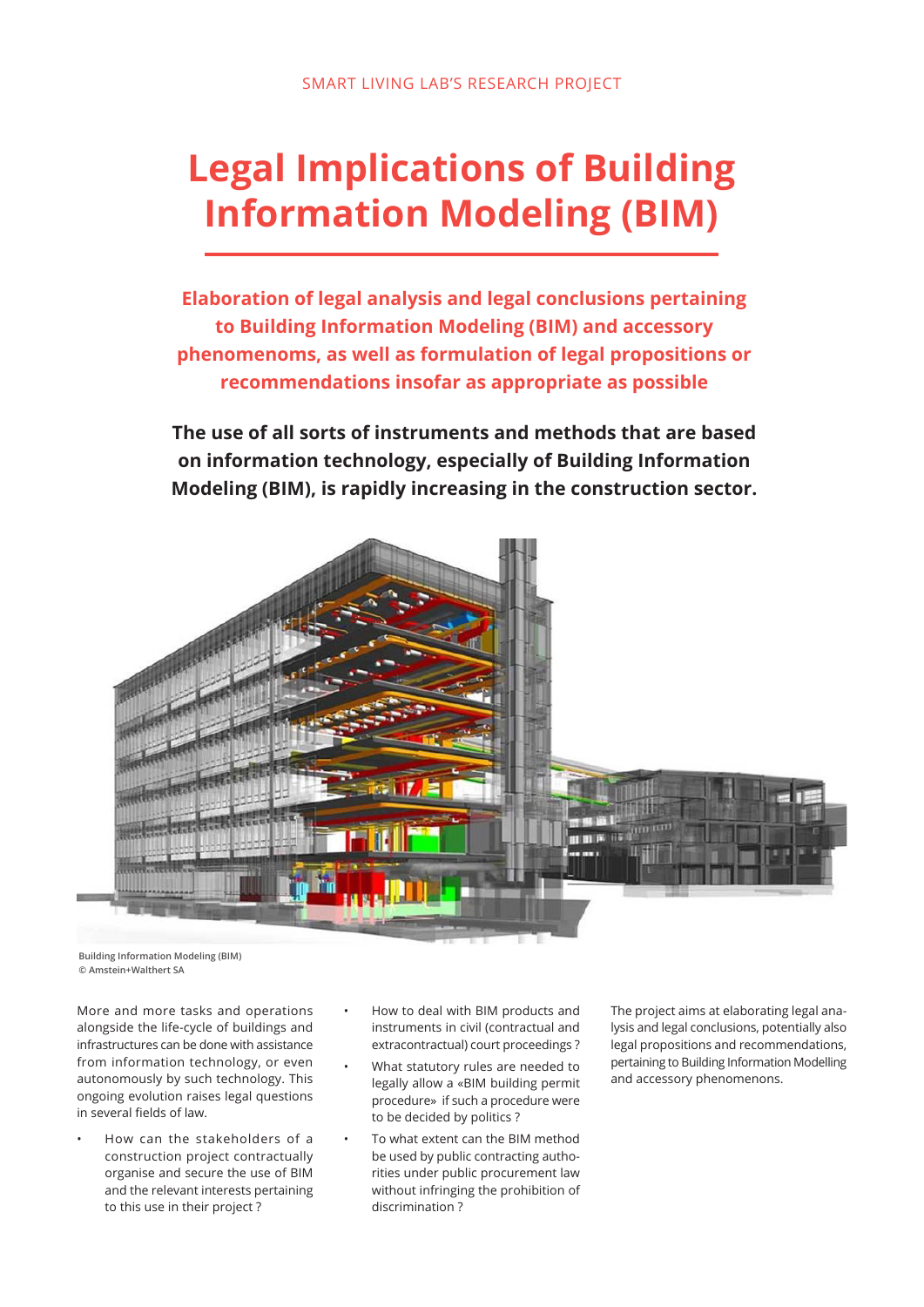SMART LIVING LAB'S RESEARCH PROJECT

# Legal Implications of Building Information Modeling (BIM)

**Elaboration of legal analysis and legal conclusions pertaining to Building Information Modeling (BIM) and accessory phenomenoms, as well as formulation of legal propositions or recommendations insofar as appropriate as possible**

**The use of all sorts of instruments and methods that are based on information technology, especially of Building Information Modeling (BIM), is rapidly increasing in the construction sector.**

Building Information Modeling (BIM)
© Amstein+Walthert SA

More and more tasks and operations alongside the life-cycle of buildings and infrastructures can be done with assistance from information technology, or even autonomously by such technology. This ongoing evolution raises legal questions in several fields of law.

- How can the stakeholders of a construction project contractually organise and secure the use of BIM and the relevant interests pertaining to this use in their project ?
- How to deal with BIM products and instruments in civil (contractual and extracontractual) court proceedings ?
- What statutory rules are needed to legally allow a «BIM building permit procedure» if such a procedure were to be decided by politics ?
- To what extent can the BIM method be used by public contracting authorities under public procurement law without infringing the prohibition of discrimination ?

The project aims at elaborating legal analysis and legal conclusions, potentially also legal propositions and recommendations, pertaining to Building Information Modelling and accessory phenomenons.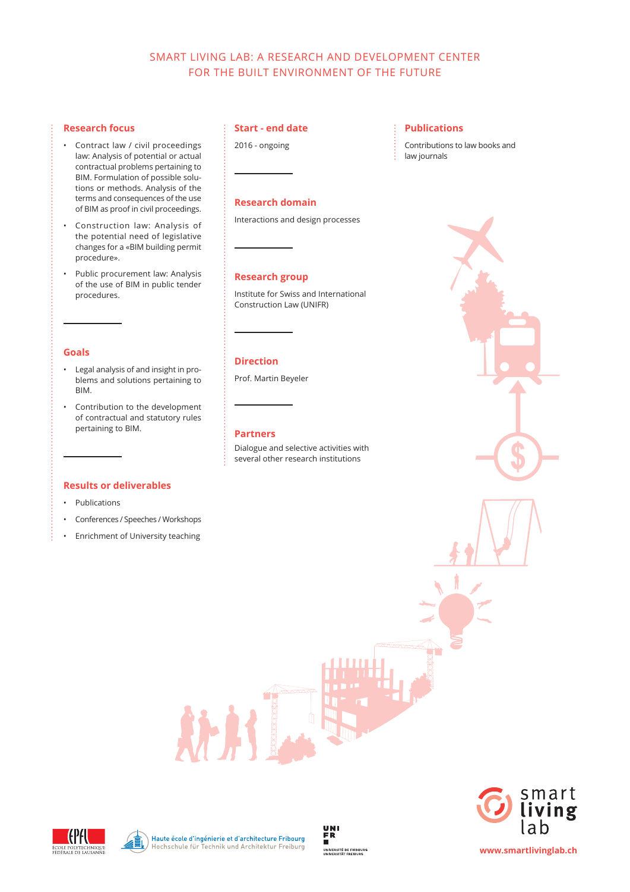# SMART LIVING LAB: A RESEARCH AND DEVELOPMENT CENTER FOR THE BUILT ENVIRONMENT OF THE FUTURE

## Research focus

- Contract law / civil proceedings law: Analysis of potential or actual contractual problems pertaining to BIM. Formulation of possible solutions or methods. Analysis of the terms and consequences of the use of BIM as proof in civil proceedings.
- Construction law: Analysis of the potential need of legislative changes for a «BIM building permit procedure».
- Public procurement law: Analysis of the use of BIM in public tender procedures.

## Goals

- Legal analysis of and insight in problems and solutions pertaining to BIM.
- Contribution to the development of contractual and statutory rules pertaining to BIM.

## Results or deliverables

- Publications
- Conferences / Speeches / Workshops
- Enrichment of University teaching

## Start - end date

2016 - ongoing

## Research domain

Interactions and design processes

## Research group

Institute for Swiss and International Construction Law (UNIFR)

## Direction

Prof. Martin Beyeler

## Partners

Dialogue and selective activities with several other research institutions

## Publications

Contributions to law books and law journals

ECOLE POLYTECHNIQUE FÉDÉRALE DE LAUSANNE

Haute école d'ingénierie et d'architecture Fribourg
Hochschule für Technik und Architektur Freiburg

UNI FR
UNIVERSITÉ DE FRIBOURG
UNIVERSITÄT FREIBURG

smart living lab

www.smartlivinglab.ch